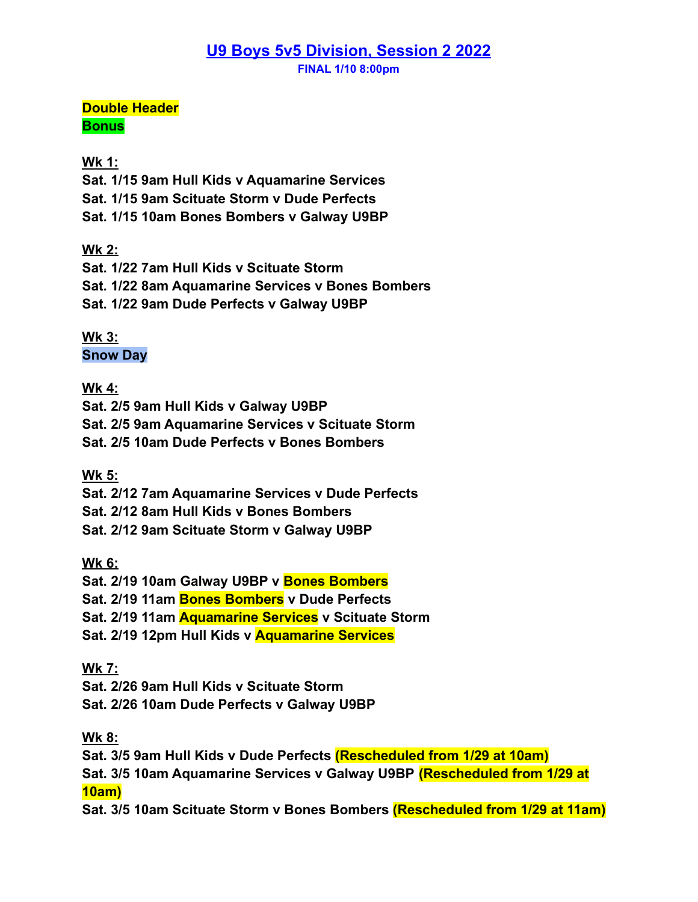# U9 Boys 5v5 Division, Session 2 2022

**FINAL 1/10 8:00pm**

**Double Header**
**Bonus**

**Wk 1:**
**Sat. 1/15 9am Hull Kids v Aquamarine Services**
**Sat. 1/15 9am Scituate Storm v Dude Perfects**
**Sat. 1/15 10am Bones Bombers v Galway U9BP**

**Wk 2:**
**Sat. 1/22 7am Hull Kids v Scituate Storm**
**Sat. 1/22 8am Aquamarine Services v Bones Bombers**
**Sat. 1/22 9am Dude Perfects v Galway U9BP**

**Wk 3:**
**Snow Day**

**Wk 4:**
**Sat. 2/5 9am Hull Kids v Galway U9BP**
**Sat. 2/5 9am Aquamarine Services v Scituate Storm**
**Sat. 2/5 10am Dude Perfects v Bones Bombers**

**Wk 5:**
**Sat. 2/12 7am Aquamarine Services v Dude Perfects**
**Sat. 2/12 8am Hull Kids v Bones Bombers**
**Sat. 2/12 9am Scituate Storm v Galway U9BP**

**Wk 6:**
**Sat. 2/19 10am Galway U9BP v Bones Bombers**
**Sat. 2/19 11am Bones Bombers v Dude Perfects**
**Sat. 2/19 11am Aquamarine Services v Scituate Storm**
**Sat. 2/19 12pm Hull Kids v Aquamarine Services**

**Wk 7:**
**Sat. 2/26 9am Hull Kids v Scituate Storm**
**Sat. 2/26 10am Dude Perfects v Galway U9BP**

**Wk 8:**
**Sat. 3/5 9am Hull Kids v Dude Perfects (Rescheduled from 1/29 at 10am)**
**Sat. 3/5 10am Aquamarine Services v Galway U9BP (Rescheduled from 1/29 at 10am)**
**Sat. 3/5 10am Scituate Storm v Bones Bombers (Rescheduled from 1/29 at 11am)**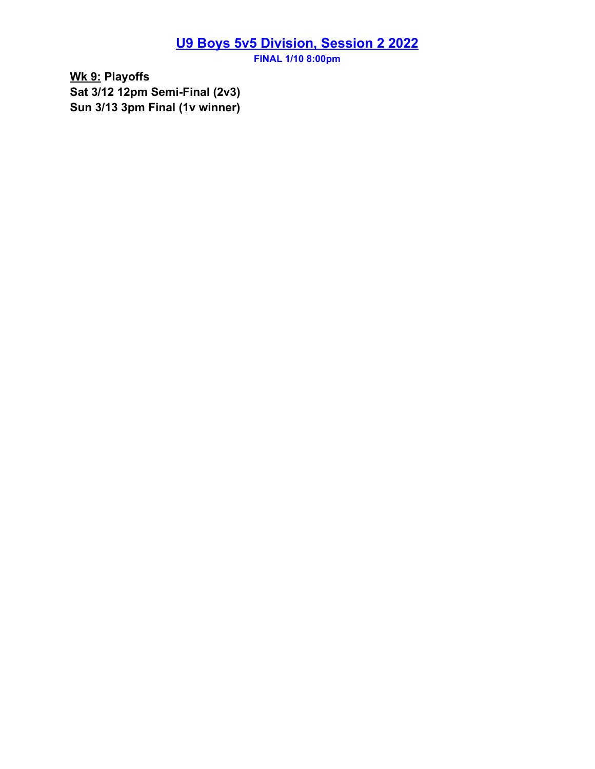# U9 Boys 5v5 Division, Session 2 2022

**FINAL 1/10 8:00pm**

**Wk 9: Playoffs**
**Sat 3/12 12pm Semi-Final (2v3)**
**Sun 3/13 3pm Final (1v winner)**